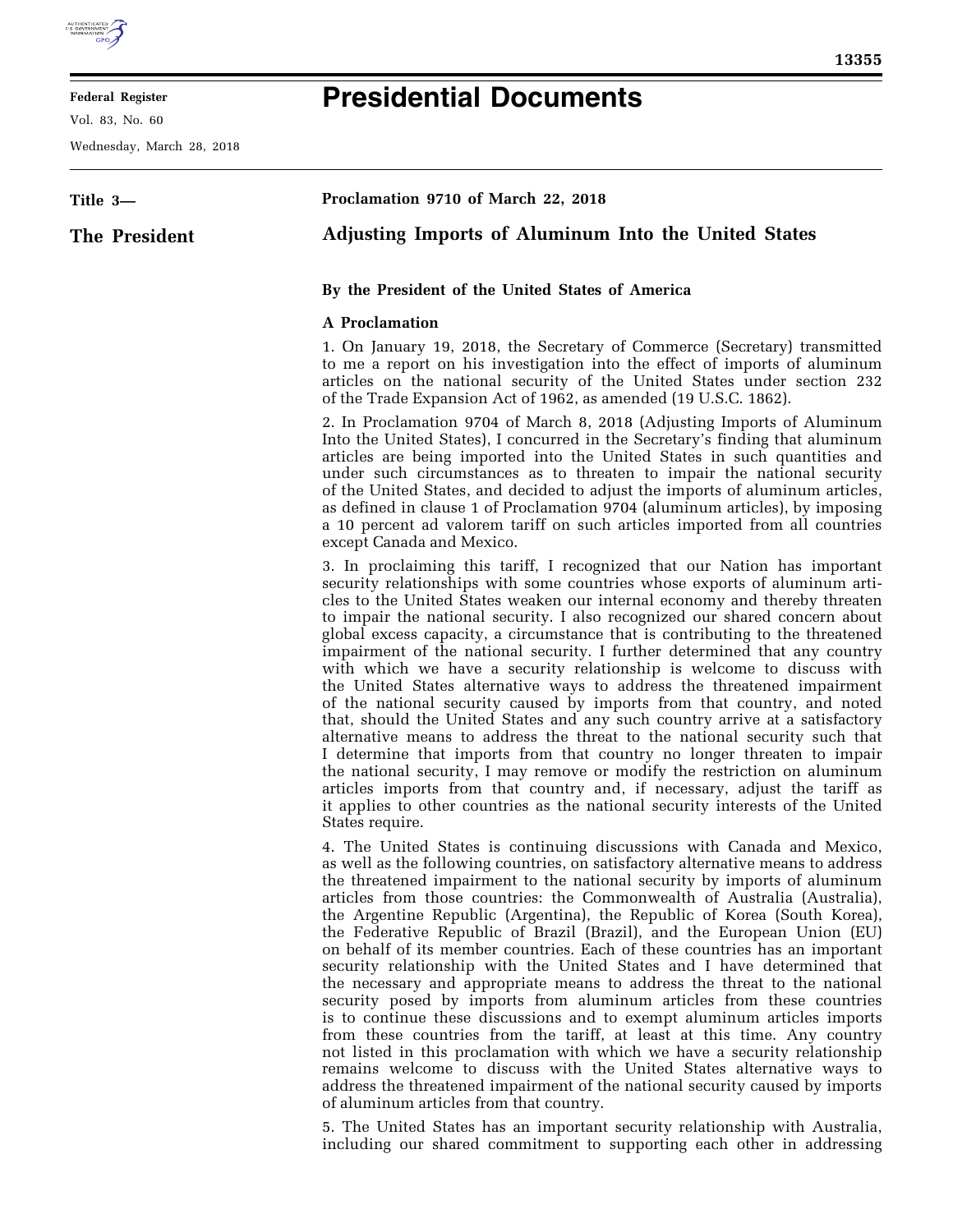**Federal Register**

Vol. 83, No. 60

Wednesday, March 28, 2018

# Presidential Documents

**Title 3—**

**The President**

**Proclamation 9710 of March 22, 2018**

## Adjusting Imports of Aluminum Into the United States

**By the President of the United States of America**

**A Proclamation**

1. On January 19, 2018, the Secretary of Commerce (Secretary) transmitted to me a report on his investigation into the effect of imports of aluminum articles on the national security of the United States under section 232 of the Trade Expansion Act of 1962, as amended (19 U.S.C. 1862).

2. In Proclamation 9704 of March 8, 2018 (Adjusting Imports of Aluminum Into the United States), I concurred in the Secretary's finding that aluminum articles are being imported into the United States in such quantities and under such circumstances as to threaten to impair the national security of the United States, and decided to adjust the imports of aluminum articles, as defined in clause 1 of Proclamation 9704 (aluminum articles), by imposing a 10 percent ad valorem tariff on such articles imported from all countries except Canada and Mexico.

3. In proclaiming this tariff, I recognized that our Nation has important security relationships with some countries whose exports of aluminum articles to the United States weaken our internal economy and thereby threaten to impair the national security. I also recognized our shared concern about global excess capacity, a circumstance that is contributing to the threatened impairment of the national security. I further determined that any country with which we have a security relationship is welcome to discuss with the United States alternative ways to address the threatened impairment of the national security caused by imports from that country, and noted that, should the United States and any such country arrive at a satisfactory alternative means to address the threat to the national security such that I determine that imports from that country no longer threaten to impair the national security, I may remove or modify the restriction on aluminum articles imports from that country and, if necessary, adjust the tariff as it applies to other countries as the national security interests of the United States require.

4. The United States is continuing discussions with Canada and Mexico, as well as the following countries, on satisfactory alternative means to address the threatened impairment to the national security by imports of aluminum articles from those countries: the Commonwealth of Australia (Australia), the Argentine Republic (Argentina), the Republic of Korea (South Korea), the Federative Republic of Brazil (Brazil), and the European Union (EU) on behalf of its member countries. Each of these countries has an important security relationship with the United States and I have determined that the necessary and appropriate means to address the threat to the national security posed by imports from aluminum articles from these countries is to continue these discussions and to exempt aluminum articles imports from these countries from the tariff, at least at this time. Any country not listed in this proclamation with which we have a security relationship remains welcome to discuss with the United States alternative ways to address the threatened impairment of the national security caused by imports of aluminum articles from that country.

5. The United States has an important security relationship with Australia, including our shared commitment to supporting each other in addressing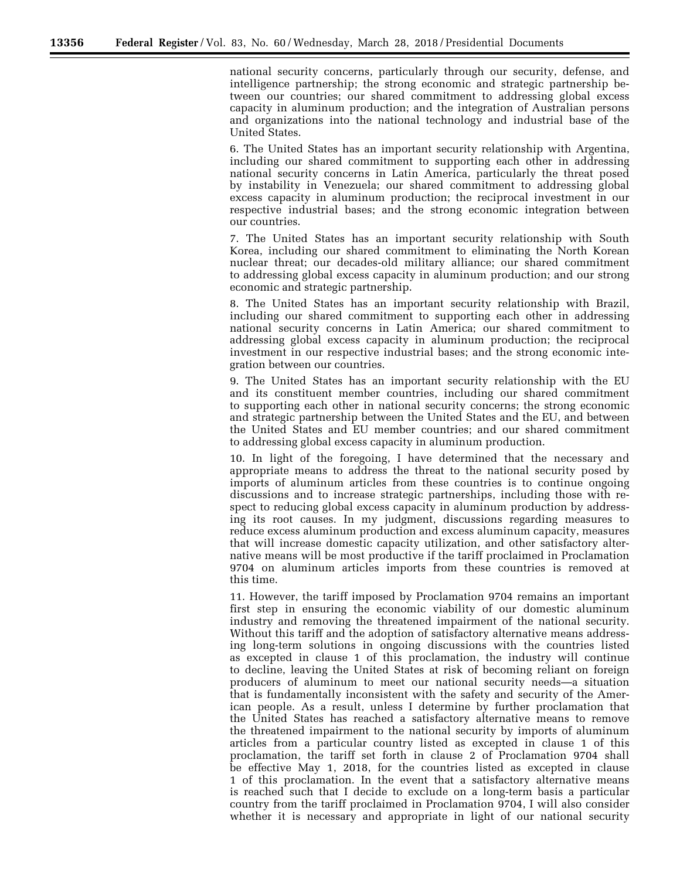national security concerns, particularly through our security, defense, and intelligence partnership; the strong economic and strategic partnership between our countries; our shared commitment to addressing global excess capacity in aluminum production; and the integration of Australian persons and organizations into the national technology and industrial base of the United States.

6. The United States has an important security relationship with Argentina, including our shared commitment to supporting each other in addressing national security concerns in Latin America, particularly the threat posed by instability in Venezuela; our shared commitment to addressing global excess capacity in aluminum production; the reciprocal investment in our respective industrial bases; and the strong economic integration between our countries.

7. The United States has an important security relationship with South Korea, including our shared commitment to eliminating the North Korean nuclear threat; our decades-old military alliance; our shared commitment to addressing global excess capacity in aluminum production; and our strong economic and strategic partnership.

8. The United States has an important security relationship with Brazil, including our shared commitment to supporting each other in addressing national security concerns in Latin America; our shared commitment to addressing global excess capacity in aluminum production; the reciprocal investment in our respective industrial bases; and the strong economic integration between our countries.

9. The United States has an important security relationship with the EU and its constituent member countries, including our shared commitment to supporting each other in national security concerns; the strong economic and strategic partnership between the United States and the EU, and between the United States and EU member countries; and our shared commitment to addressing global excess capacity in aluminum production.

10. In light of the foregoing, I have determined that the necessary and appropriate means to address the threat to the national security posed by imports of aluminum articles from these countries is to continue ongoing discussions and to increase strategic partnerships, including those with respect to reducing global excess capacity in aluminum production by addressing its root causes. In my judgment, discussions regarding measures to reduce excess aluminum production and excess aluminum capacity, measures that will increase domestic capacity utilization, and other satisfactory alternative means will be most productive if the tariff proclaimed in Proclamation 9704 on aluminum articles imports from these countries is removed at this time.

11. However, the tariff imposed by Proclamation 9704 remains an important first step in ensuring the economic viability of our domestic aluminum industry and removing the threatened impairment of the national security. Without this tariff and the adoption of satisfactory alternative means addressing long-term solutions in ongoing discussions with the countries listed as excepted in clause 1 of this proclamation, the industry will continue to decline, leaving the United States at risk of becoming reliant on foreign producers of aluminum to meet our national security needs—a situation that is fundamentally inconsistent with the safety and security of the American people. As a result, unless I determine by further proclamation that the United States has reached a satisfactory alternative means to remove the threatened impairment to the national security by imports of aluminum articles from a particular country listed as excepted in clause 1 of this proclamation, the tariff set forth in clause 2 of Proclamation 9704 shall be effective May 1, 2018, for the countries listed as excepted in clause 1 of this proclamation. In the event that a satisfactory alternative means is reached such that I decide to exclude on a long-term basis a particular country from the tariff proclaimed in Proclamation 9704, I will also consider whether it is necessary and appropriate in light of our national security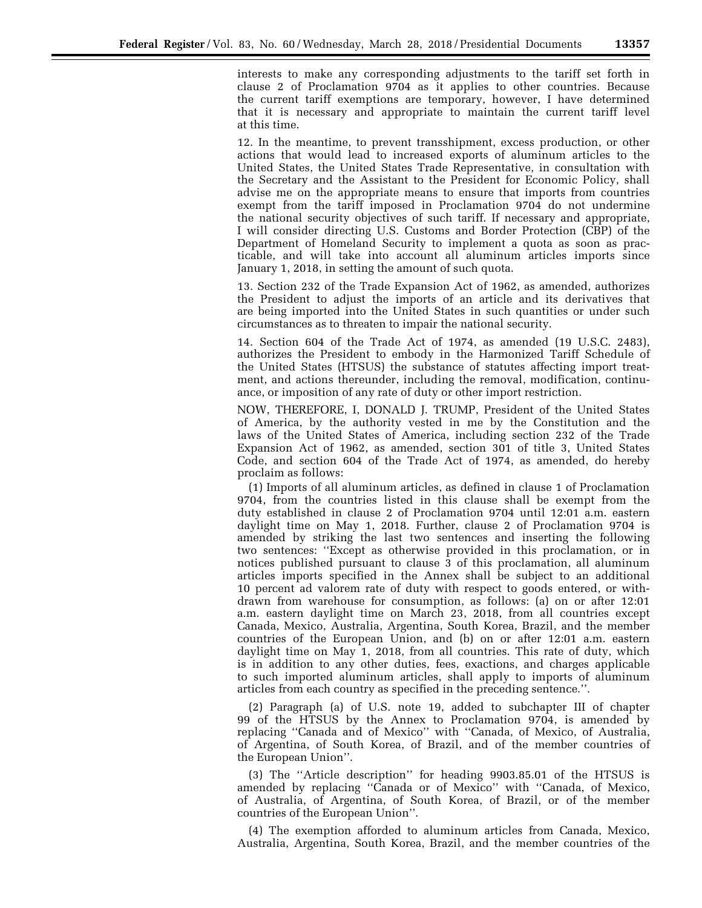interests to make any corresponding adjustments to the tariff set forth in clause 2 of Proclamation 9704 as it applies to other countries. Because the current tariff exemptions are temporary, however, I have determined that it is necessary and appropriate to maintain the current tariff level at this time.

12. In the meantime, to prevent transshipment, excess production, or other actions that would lead to increased exports of aluminum articles to the United States, the United States Trade Representative, in consultation with the Secretary and the Assistant to the President for Economic Policy, shall advise me on the appropriate means to ensure that imports from countries exempt from the tariff imposed in Proclamation 9704 do not undermine the national security objectives of such tariff. If necessary and appropriate, I will consider directing U.S. Customs and Border Protection (CBP) of the Department of Homeland Security to implement a quota as soon as practicable, and will take into account all aluminum articles imports since January 1, 2018, in setting the amount of such quota.

13. Section 232 of the Trade Expansion Act of 1962, as amended, authorizes the President to adjust the imports of an article and its derivatives that are being imported into the United States in such quantities or under such circumstances as to threaten to impair the national security.

14. Section 604 of the Trade Act of 1974, as amended (19 U.S.C. 2483), authorizes the President to embody in the Harmonized Tariff Schedule of the United States (HTSUS) the substance of statutes affecting import treatment, and actions thereunder, including the removal, modification, continuance, or imposition of any rate of duty or other import restriction.

NOW, THEREFORE, I, DONALD J. TRUMP, President of the United States of America, by the authority vested in me by the Constitution and the laws of the United States of America, including section 232 of the Trade Expansion Act of 1962, as amended, section 301 of title 3, United States Code, and section 604 of the Trade Act of 1974, as amended, do hereby proclaim as follows:

(1) Imports of all aluminum articles, as defined in clause 1 of Proclamation 9704, from the countries listed in this clause shall be exempt from the duty established in clause 2 of Proclamation 9704 until 12:01 a.m. eastern daylight time on May 1, 2018. Further, clause 2 of Proclamation 9704 is amended by striking the last two sentences and inserting the following two sentences: ''Except as otherwise provided in this proclamation, or in notices published pursuant to clause 3 of this proclamation, all aluminum articles imports specified in the Annex shall be subject to an additional 10 percent ad valorem rate of duty with respect to goods entered, or withdrawn from warehouse for consumption, as follows: (a) on or after 12:01 a.m. eastern daylight time on March 23, 2018, from all countries except Canada, Mexico, Australia, Argentina, South Korea, Brazil, and the member countries of the European Union, and (b) on or after 12:01 a.m. eastern daylight time on May 1, 2018, from all countries. This rate of duty, which is in addition to any other duties, fees, exactions, and charges applicable to such imported aluminum articles, shall apply to imports of aluminum articles from each country as specified in the preceding sentence.''.

(2) Paragraph (a) of U.S. note 19, added to subchapter III of chapter 99 of the HTSUS by the Annex to Proclamation 9704, is amended by replacing ''Canada and of Mexico'' with ''Canada, of Mexico, of Australia, of Argentina, of South Korea, of Brazil, and of the member countries of the European Union''.

(3) The ''Article description'' for heading 9903.85.01 of the HTSUS is amended by replacing ''Canada or of Mexico'' with ''Canada, of Mexico, of Australia, of Argentina, of South Korea, of Brazil, or of the member countries of the European Union''.

(4) The exemption afforded to aluminum articles from Canada, Mexico, Australia, Argentina, South Korea, Brazil, and the member countries of the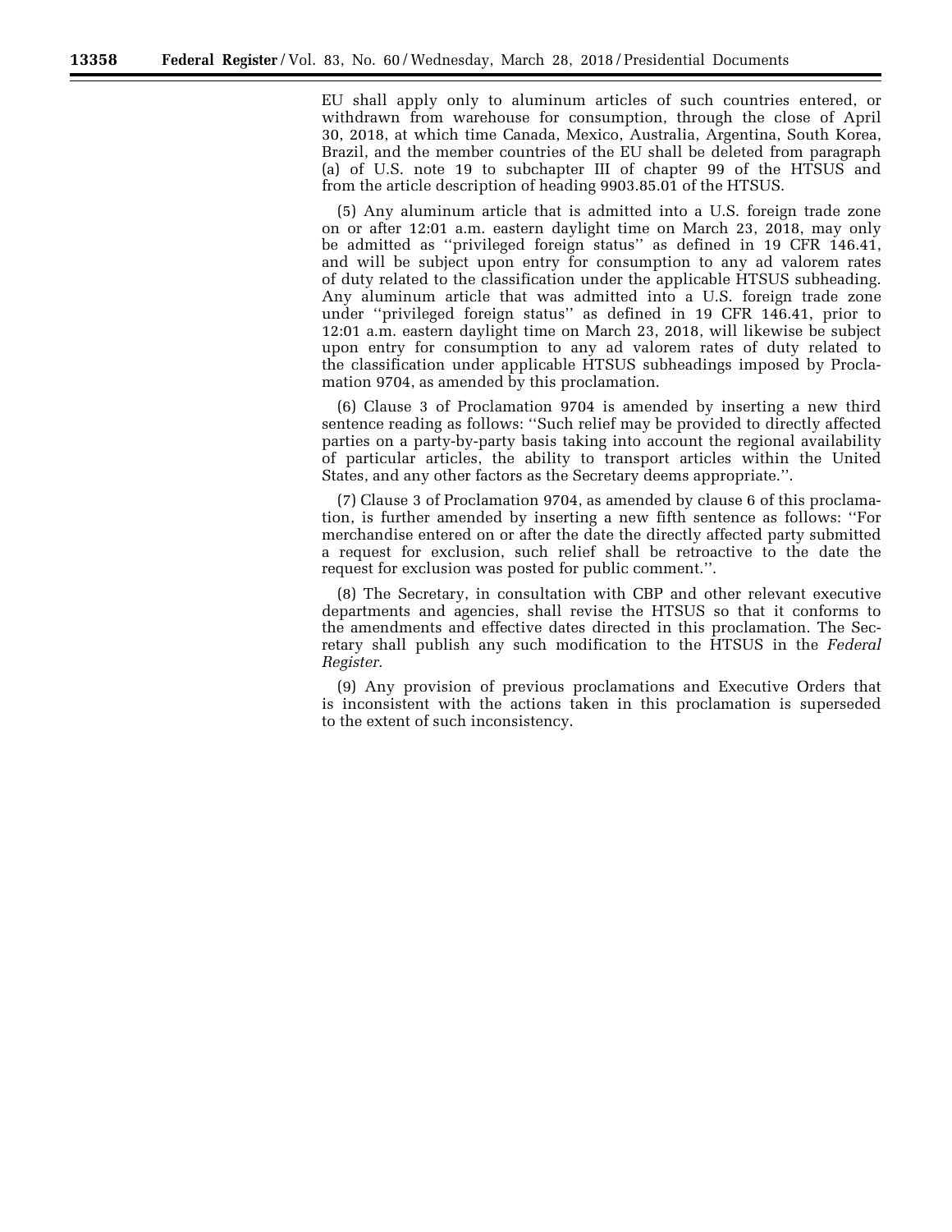EU shall apply only to aluminum articles of such countries entered, or withdrawn from warehouse for consumption, through the close of April 30, 2018, at which time Canada, Mexico, Australia, Argentina, South Korea, Brazil, and the member countries of the EU shall be deleted from paragraph (a) of U.S. note 19 to subchapter III of chapter 99 of the HTSUS and from the article description of heading 9903.85.01 of the HTSUS.

(5) Any aluminum article that is admitted into a U.S. foreign trade zone on or after 12:01 a.m. eastern daylight time on March 23, 2018, may only be admitted as ''privileged foreign status'' as defined in 19 CFR 146.41, and will be subject upon entry for consumption to any ad valorem rates of duty related to the classification under the applicable HTSUS subheading. Any aluminum article that was admitted into a U.S. foreign trade zone under ''privileged foreign status'' as defined in 19 CFR 146.41, prior to 12:01 a.m. eastern daylight time on March 23, 2018, will likewise be subject upon entry for consumption to any ad valorem rates of duty related to the classification under applicable HTSUS subheadings imposed by Proclamation 9704, as amended by this proclamation.

(6) Clause 3 of Proclamation 9704 is amended by inserting a new third sentence reading as follows: ''Such relief may be provided to directly affected parties on a party-by-party basis taking into account the regional availability of particular articles, the ability to transport articles within the United States, and any other factors as the Secretary deems appropriate.''.

(7) Clause 3 of Proclamation 9704, as amended by clause 6 of this proclamation, is further amended by inserting a new fifth sentence as follows: ''For merchandise entered on or after the date the directly affected party submitted a request for exclusion, such relief shall be retroactive to the date the request for exclusion was posted for public comment.''.

(8) The Secretary, in consultation with CBP and other relevant executive departments and agencies, shall revise the HTSUS so that it conforms to the amendments and effective dates directed in this proclamation. The Secretary shall publish any such modification to the HTSUS in the *Federal Register.*

(9) Any provision of previous proclamations and Executive Orders that is inconsistent with the actions taken in this proclamation is superseded to the extent of such inconsistency.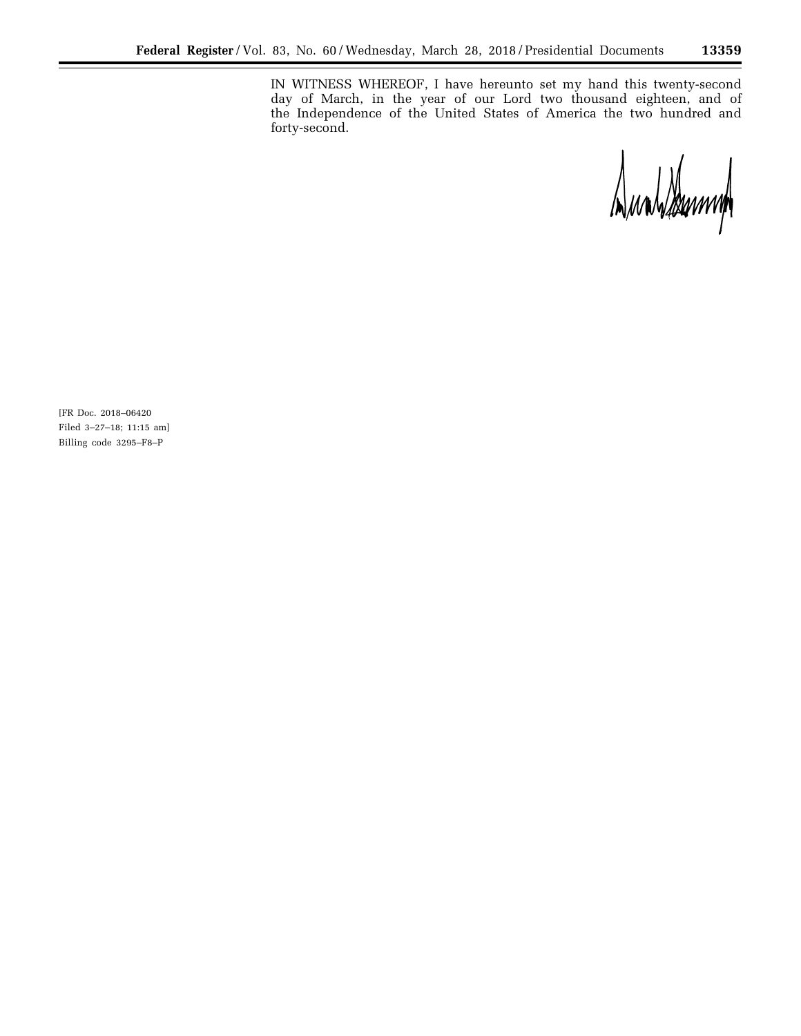IN WITNESS WHEREOF, I have hereunto set my hand this twenty-second day of March, in the year of our Lord two thousand eighteen, and of the Independence of the United States of America the two hundred and forty-second.

[FR Doc. 2018–06420
Filed 3–27–18; 11:15 am]
Billing code 3295–F8–P